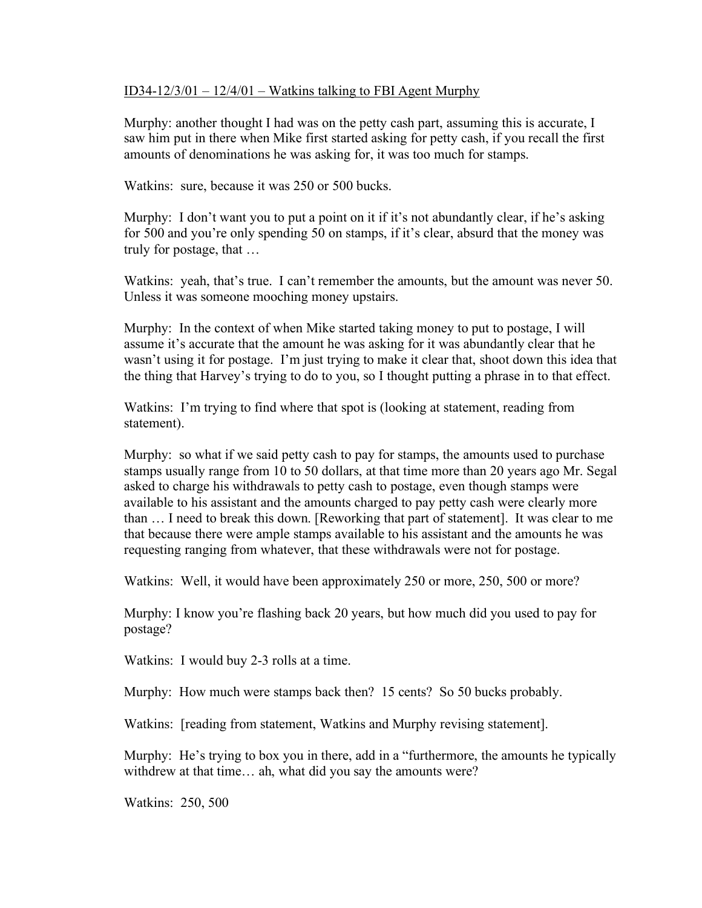ID34-12/3/01 – 12/4/01 – Watkins talking to FBI Agent Murphy

Murphy: another thought I had was on the petty cash part, assuming this is accurate, I saw him put in there when Mike first started asking for petty cash, if you recall the first amounts of denominations he was asking for, it was too much for stamps.

Watkins: sure, because it was 250 or 500 bucks.

Murphy: I don't want you to put a point on it if it's not abundantly clear, if he's asking for 500 and you're only spending 50 on stamps, if it's clear, absurd that the money was truly for postage, that …

Watkins: yeah, that's true. I can't remember the amounts, but the amount was never 50. Unless it was someone mooching money upstairs.

Murphy: In the context of when Mike started taking money to put to postage, I will assume it's accurate that the amount he was asking for it was abundantly clear that he wasn't using it for postage. I'm just trying to make it clear that, shoot down this idea that the thing that Harvey's trying to do to you, so I thought putting a phrase in to that effect.

Watkins: I'm trying to find where that spot is (looking at statement, reading from statement).

Murphy: so what if we said petty cash to pay for stamps, the amounts used to purchase stamps usually range from 10 to 50 dollars, at that time more than 20 years ago Mr. Segal asked to charge his withdrawals to petty cash to postage, even though stamps were available to his assistant and the amounts charged to pay petty cash were clearly more than … I need to break this down. [Reworking that part of statement]. It was clear to me that because there were ample stamps available to his assistant and the amounts he was requesting ranging from whatever, that these withdrawals were not for postage.

Watkins: Well, it would have been approximately 250 or more, 250, 500 or more?

Murphy: I know you're flashing back 20 years, but how much did you used to pay for postage?

Watkins: I would buy 2-3 rolls at a time.

Murphy: How much were stamps back then? 15 cents? So 50 bucks probably.

Watkins: [reading from statement, Watkins and Murphy revising statement].

Murphy: He's trying to box you in there, add in a "furthermore, the amounts he typically withdrew at that time… ah, what did you say the amounts were?

Watkins: 250, 500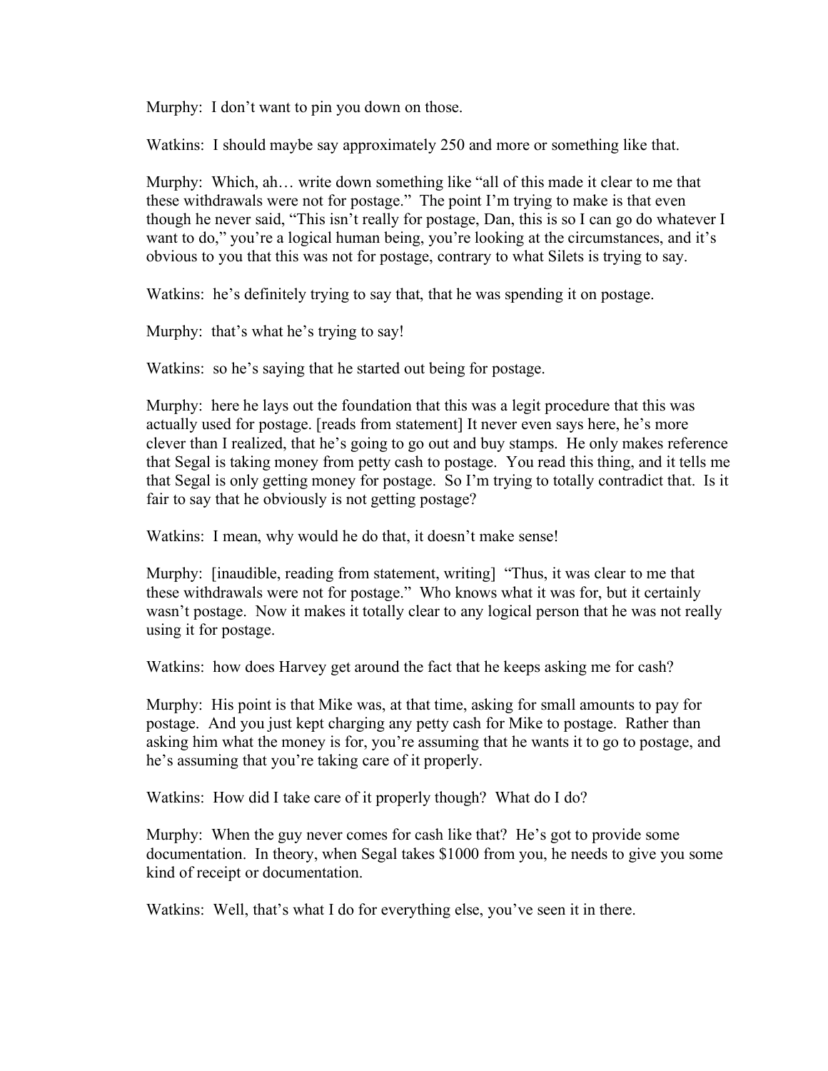Murphy: I don't want to pin you down on those.

Watkins: I should maybe say approximately 250 and more or something like that.

Murphy: Which, ah… write down something like "all of this made it clear to me that these withdrawals were not for postage." The point I'm trying to make is that even though he never said, "This isn't really for postage, Dan, this is so I can go do whatever I want to do," you're a logical human being, you're looking at the circumstances, and it's obvious to you that this was not for postage, contrary to what Silets is trying to say.

Watkins: he's definitely trying to say that, that he was spending it on postage.

Murphy: that's what he's trying to say!

Watkins: so he's saying that he started out being for postage.

Murphy: here he lays out the foundation that this was a legit procedure that this was actually used for postage. [reads from statement] It never even says here, he's more clever than I realized, that he's going to go out and buy stamps. He only makes reference that Segal is taking money from petty cash to postage. You read this thing, and it tells me that Segal is only getting money for postage. So I'm trying to totally contradict that. Is it fair to say that he obviously is not getting postage?

Watkins: I mean, why would he do that, it doesn't make sense!

Murphy: [inaudible, reading from statement, writing] "Thus, it was clear to me that these withdrawals were not for postage." Who knows what it was for, but it certainly wasn't postage. Now it makes it totally clear to any logical person that he was not really using it for postage.

Watkins: how does Harvey get around the fact that he keeps asking me for cash?

Murphy: His point is that Mike was, at that time, asking for small amounts to pay for postage. And you just kept charging any petty cash for Mike to postage. Rather than asking him what the money is for, you're assuming that he wants it to go to postage, and he's assuming that you're taking care of it properly.

Watkins: How did I take care of it properly though? What do I do?

Murphy: When the guy never comes for cash like that? He's got to provide some documentation. In theory, when Segal takes $1000 from you, he needs to give you some kind of receipt or documentation.

Watkins: Well, that's what I do for everything else, you've seen it in there.